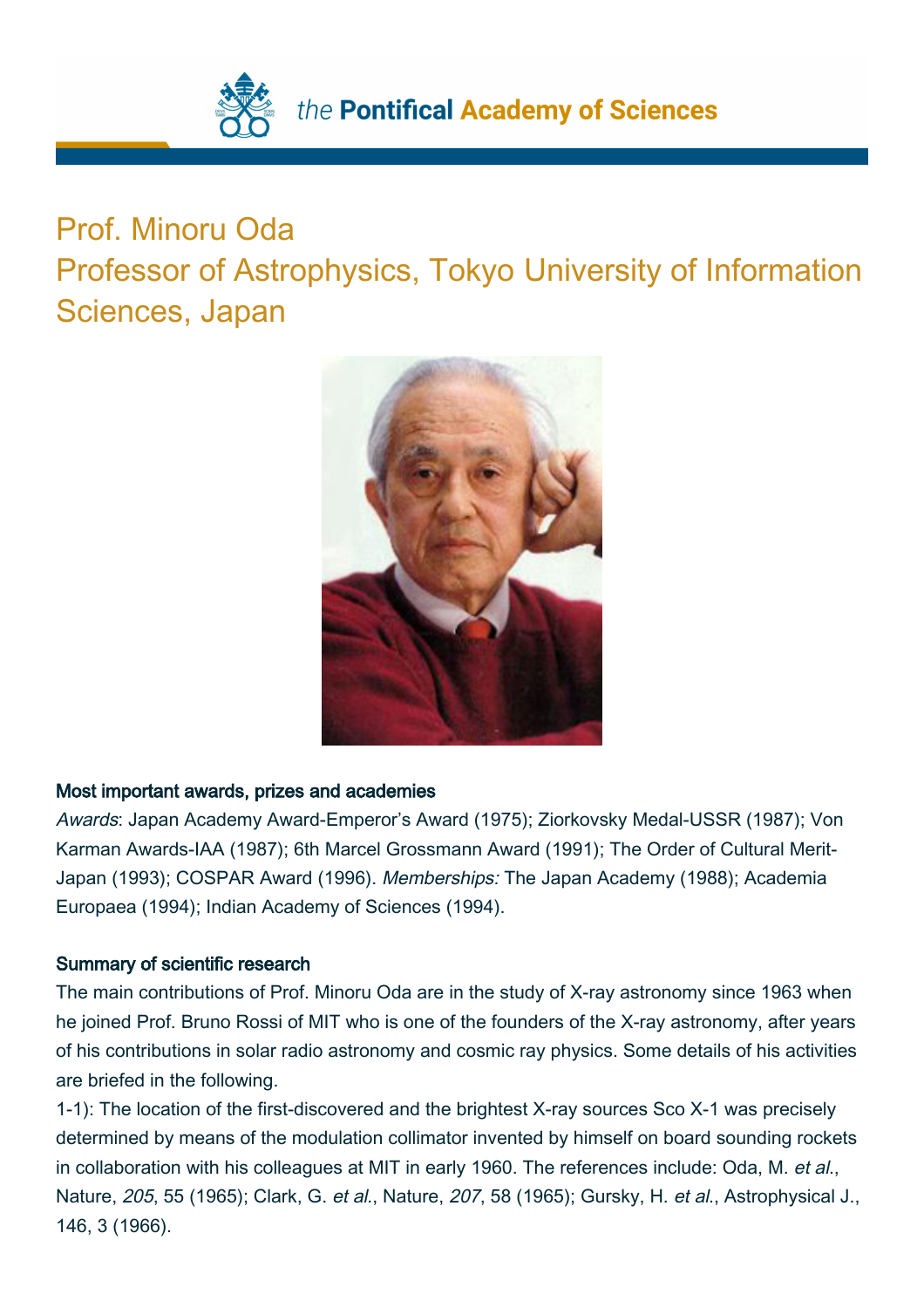# Prof. Minoru Oda

## Professor of Astrophysics, Tokyo University of Information Sciences, Japan

**Most important awards, prizes and academies**

*Awards*: Japan Academy Award-Emperor's Award (1975); Ziorkovsky Medal-USSR (1987); Von Karman Awards-IAA (1987); 6th Marcel Grossmann Award (1991); The Order of Cultural Merit-Japan (1993); COSPAR Award (1996). *Memberships:* The Japan Academy (1988); Academia Europaea (1994); Indian Academy of Sciences (1994).

**Summary of scientific research**

The main contributions of Prof. Minoru Oda are in the study of X-ray astronomy since 1963 when he joined Prof. Bruno Rossi of MIT who is one of the founders of the X-ray astronomy, after years of his contributions in solar radio astronomy and cosmic ray physics. Some details of his activities are briefed in the following.

1-1): The location of the first-discovered and the brightest X-ray sources Sco X-1 was precisely determined by means of the modulation collimator invented by himself on board sounding rockets in collaboration with his colleagues at MIT in early 1960. The references include: Oda, M. *et al.*, Nature, *205*, 55 (1965); Clark, G. *et al.*, Nature, *207*, 58 (1965); Gursky, H. *et al.*, Astrophysical J., 146, 3 (1966).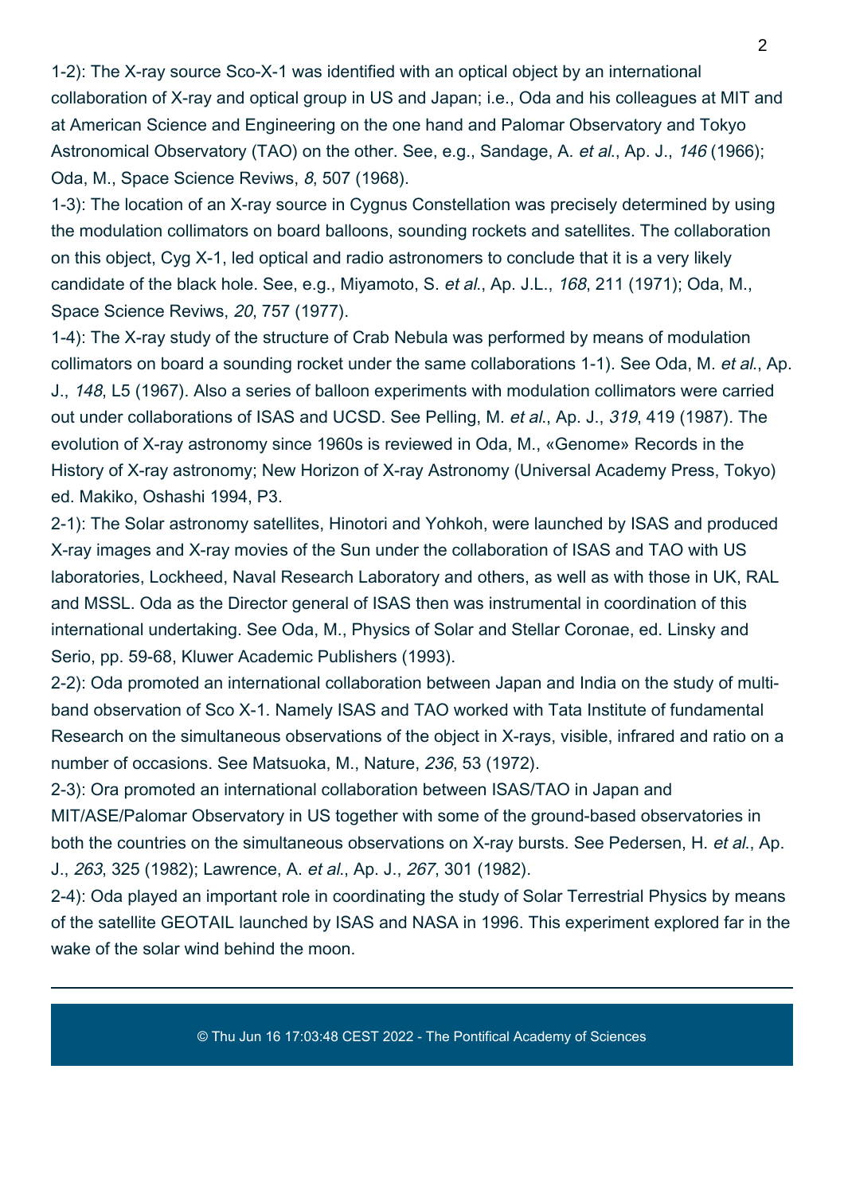1-2): The X-ray source Sco-X-1 was identified with an optical object by an international collaboration of X-ray and optical group in US and Japan; i.e., Oda and his colleagues at MIT and at American Science and Engineering on the one hand and Palomar Observatory and Tokyo Astronomical Observatory (TAO) on the other. See, e.g., Sandage, A. *et al*., Ap. J., *146* (1966); Oda, M., Space Science Reviws, *8*, 507 (1968).

1-3): The location of an X-ray source in Cygnus Constellation was precisely determined by using the modulation collimators on board balloons, sounding rockets and satellites. The collaboration on this object, Cyg X-1, led optical and radio astronomers to conclude that it is a very likely candidate of the black hole. See, e.g., Miyamoto, S. *et al*., Ap. J.L., *168*, 211 (1971); Oda, M., Space Science Reviws, *20*, 757 (1977).

1-4): The X-ray study of the structure of Crab Nebula was performed by means of modulation collimators on board a sounding rocket under the same collaborations 1-1). See Oda, M. *et al*., Ap. J., *148*, L5 (1967). Also a series of balloon experiments with modulation collimators were carried out under collaborations of ISAS and UCSD. See Pelling, M. *et al*., Ap. J., *319*, 419 (1987). The evolution of X-ray astronomy since 1960s is reviewed in Oda, M., «Genome» Records in the History of X-ray astronomy; New Horizon of X-ray Astronomy (Universal Academy Press, Tokyo) ed. Makiko, Oshashi 1994, P3.

2-1): The Solar astronomy satellites, Hinotori and Yohkoh, were launched by ISAS and produced X-ray images and X-ray movies of the Sun under the collaboration of ISAS and TAO with US laboratories, Lockheed, Naval Research Laboratory and others, as well as with those in UK, RAL and MSSL. Oda as the Director general of ISAS then was instrumental in coordination of this international undertaking. See Oda, M., Physics of Solar and Stellar Coronae, ed. Linsky and Serio, pp. 59-68, Kluwer Academic Publishers (1993).

2-2): Oda promoted an international collaboration between Japan and India on the study of multi-band observation of Sco X-1. Namely ISAS and TAO worked with Tata Institute of fundamental Research on the simultaneous observations of the object in X-rays, visible, infrared and ratio on a number of occasions. See Matsuoka, M., Nature, *236*, 53 (1972).

2-3): Ora promoted an international collaboration between ISAS/TAO in Japan and MIT/ASE/Palomar Observatory in US together with some of the ground-based observatories in both the countries on the simultaneous observations on X-ray bursts. See Pedersen, H. *et al*., Ap. J., *263*, 325 (1982); Lawrence, A. *et al*., Ap. J., *267*, 301 (1982).

2-4): Oda played an important role in coordinating the study of Solar Terrestrial Physics by means of the satellite GEOTAIL launched by ISAS and NASA in 1996. This experiment explored far in the wake of the solar wind behind the moon.

© Thu Jun 16 17:03:48 CEST 2022 - The Pontifical Academy of Sciences